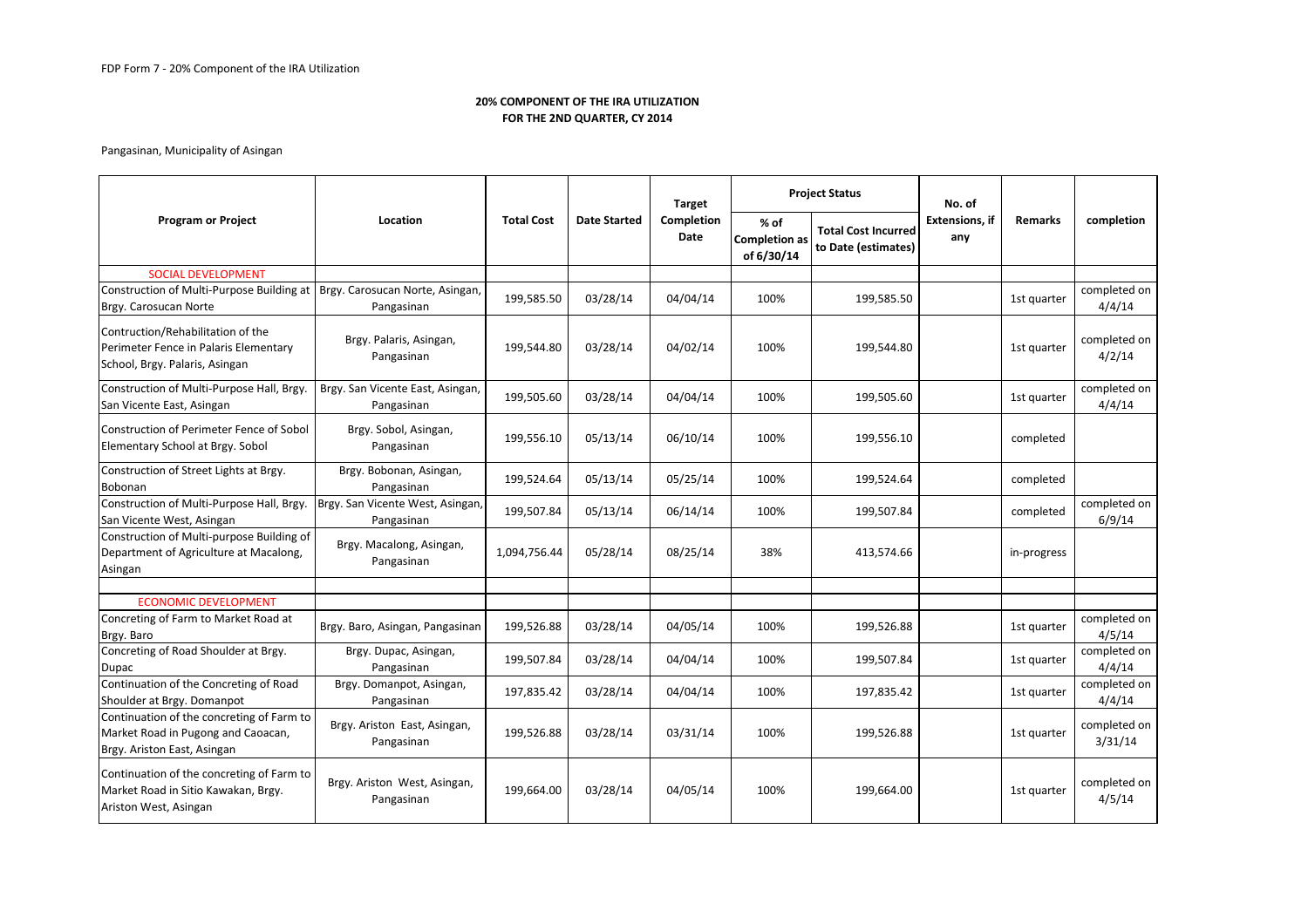FDP Form 7 - 20% Component of the IRA Utilization

**20% COMPONENT OF THE IRA UTILIZATION**
**FOR THE 2ND QUARTER, CY 2014**

Pangasinan, Municipality of Asingan

| Program or Project | Location | Total Cost | Date Started | Target Completion Date | Project Status | | No. of Extensions, if any | Remarks | completion |
|---|---|---|---|---|---|---|---|---|---|
| | | | | | % of Completion as of 6/30/14 | Total Cost Incurred to Date (estimates) | | | |
| SOCIAL DEVELOPMENT | | | | | | | | | |
| Construction of Multi-Purpose Building at Brgy. Carosucan Norte | Brgy. Carosucan Norte, Asingan, Pangasinan | 199,585.50 | 03/28/14 | 04/04/14 | 100% | 199,585.50 | | 1st quarter | completed on 4/4/14 |
| Contruction/Rehabilitation of the Perimeter Fence in Palaris Elementary School, Brgy. Palaris, Asingan | Brgy. Palaris, Asingan, Pangasinan | 199,544.80 | 03/28/14 | 04/02/14 | 100% | 199,544.80 | | 1st quarter | completed on 4/2/14 |
| Construction of Multi-Purpose Hall, Brgy. San Vicente East, Asingan | Brgy. San Vicente East, Asingan, Pangasinan | 199,505.60 | 03/28/14 | 04/04/14 | 100% | 199,505.60 | | 1st quarter | completed on 4/4/14 |
| Construction of Perimeter Fence of Sobol Elementary School at Brgy. Sobol | Brgy. Sobol, Asingan, Pangasinan | 199,556.10 | 05/13/14 | 06/10/14 | 100% | 199,556.10 | | completed | |
| Construction of Street Lights at Brgy. Bobonan | Brgy. Bobonan, Asingan, Pangasinan | 199,524.64 | 05/13/14 | 05/25/14 | 100% | 199,524.64 | | completed | |
| Construction of Multi-Purpose Hall, Brgy. San Vicente West, Asingan | Brgy. San Vicente West, Asingan, Pangasinan | 199,507.84 | 05/13/14 | 06/14/14 | 100% | 199,507.84 | | completed | completed on 6/9/14 |
| Construction of Multi-purpose Building of Department of Agriculture at Macalong, Asingan | Brgy. Macalong, Asingan, Pangasinan | 1,094,756.44 | 05/28/14 | 08/25/14 | 38% | 413,574.66 | | in-progress | |
| | | | | | | | | | |
| ECONOMIC DEVELOPMENT | | | | | | | | | |
| Concreting of Farm to Market Road at Brgy. Baro | Brgy. Baro, Asingan, Pangasinan | 199,526.88 | 03/28/14 | 04/05/14 | 100% | 199,526.88 | | 1st quarter | completed on 4/5/14 |
| Concreting of Road Shoulder at Brgy. Dupac | Brgy. Dupac, Asingan, Pangasinan | 199,507.84 | 03/28/14 | 04/04/14 | 100% | 199,507.84 | | 1st quarter | completed on 4/4/14 |
| Continuation of the Concreting of Road Shoulder at Brgy. Domanpot | Brgy. Domanpot, Asingan, Pangasinan | 197,835.42 | 03/28/14 | 04/04/14 | 100% | 197,835.42 | | 1st quarter | completed on 4/4/14 |
| Continuation of the concreting of Farm to Market Road in Pugong and Caoacan, Brgy. Ariston East, Asingan | Brgy. Ariston East, Asingan, Pangasinan | 199,526.88 | 03/28/14 | 03/31/14 | 100% | 199,526.88 | | 1st quarter | completed on 3/31/14 |
| Continuation of the concreting of Farm to Market Road in Sitio Kawakan, Brgy. Ariston West, Asingan | Brgy. Ariston West, Asingan, Pangasinan | 199,664.00 | 03/28/14 | 04/05/14 | 100% | 199,664.00 | | 1st quarter | completed on 4/5/14 |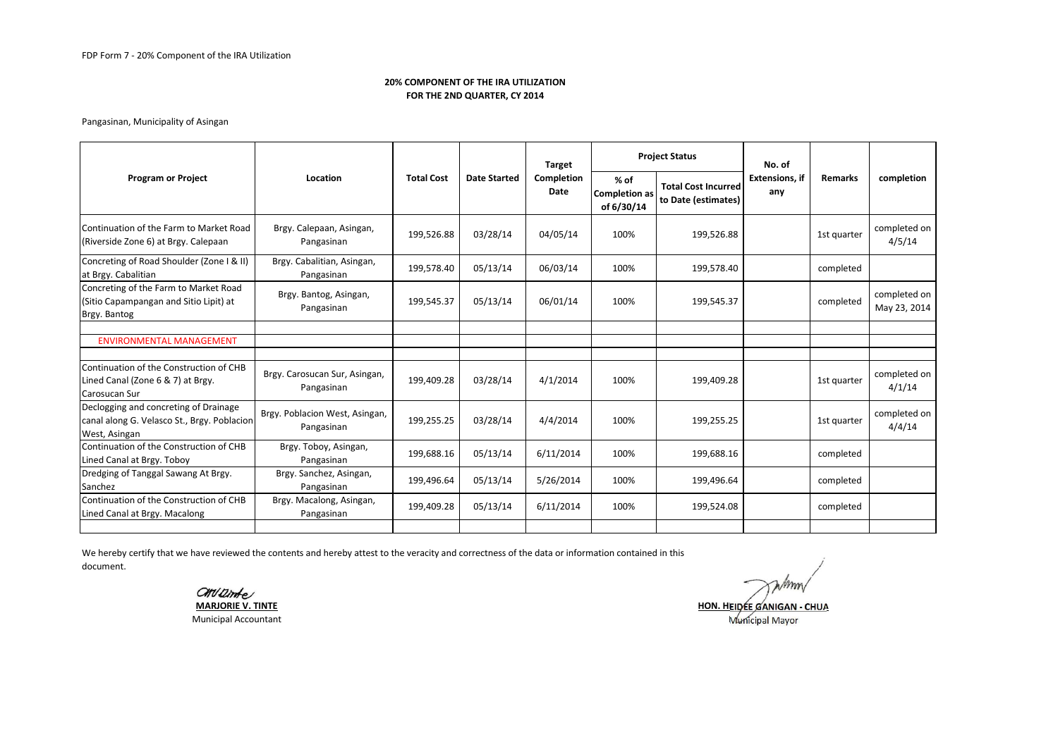FDP Form 7 - 20% Component of the IRA Utilization

**20% COMPONENT OF THE IRA UTILIZATION**
**FOR THE 2ND QUARTER, CY 2014**

Pangasinan, Municipality of Asingan

| Program or Project | Location | Total Cost | Date Started | Target Completion Date | Project Status | | No. of Extensions, if any | Remarks | completion |
|---|---|---|---|---|---|---|---|---|---|
| | | | | | % of Completion as of 6/30/14 | Total Cost Incurred to Date (estimates) | | | |
| Continuation of the Farm to Market Road (Riverside Zone 6) at Brgy. Calepaan | Brgy. Calepaan, Asingan, Pangasinan | 199,526.88 | 03/28/14 | 04/05/14 | 100% | 199,526.88 | | 1st quarter | completed on 4/5/14 |
| Concreting of Road Shoulder (Zone I & II) at Brgy. Cabalitian | Brgy. Cabalitian, Asingan, Pangasinan | 199,578.40 | 05/13/14 | 06/03/14 | 100% | 199,578.40 | | completed | |
| Concreting of the Farm to Market Road (Sitio Capampangan and Sitio Lipit) at Brgy. Bantog | Brgy. Bantog, Asingan, Pangasinan | 199,545.37 | 05/13/14 | 06/01/14 | 100% | 199,545.37 | | completed | completed on May 23, 2014 |
| | | | | | | | | | |
| ENVIRONMENTAL MANAGEMENT | | | | | | | | | |
| | | | | | | | | | |
| Continuation of the Construction of CHB Lined Canal (Zone 6 & 7) at Brgy. Carosucan Sur | Brgy. Carosucan Sur, Asingan, Pangasinan | 199,409.28 | 03/28/14 | 4/1/2014 | 100% | 199,409.28 | | 1st quarter | completed on 4/1/14 |
| Declogging and concreting of Drainage canal along G. Velasco St., Brgy. Poblacion West, Asingan | Brgy. Poblacion West, Asingan, Pangasinan | 199,255.25 | 03/28/14 | 4/4/2014 | 100% | 199,255.25 | | 1st quarter | completed on 4/4/14 |
| Continuation of the Construction of CHB Lined Canal at Brgy. Toboy | Brgy. Toboy, Asingan, Pangasinan | 199,688.16 | 05/13/14 | 6/11/2014 | 100% | 199,688.16 | | completed | |
| Dredging of Tanggal Sawang At Brgy. Sanchez | Brgy. Sanchez, Asingan, Pangasinan | 199,496.64 | 05/13/14 | 5/26/2014 | 100% | 199,496.64 | | completed | |
| Continuation of the Construction of CHB Lined Canal at Brgy. Macalong | Brgy. Macalong, Asingan, Pangasinan | 199,409.28 | 05/13/14 | 6/11/2014 | 100% | 199,524.08 | | completed | |
| | | | | | | | | | |

We hereby certify that we have reviewed the contents and hereby attest to the veracity and correctness of the data or information contained in this document.

**MARJORIE V. TINTE**
Municipal Accountant

**HON. HEIDEE GANIGAN - CHUA**
Municipal Mayor